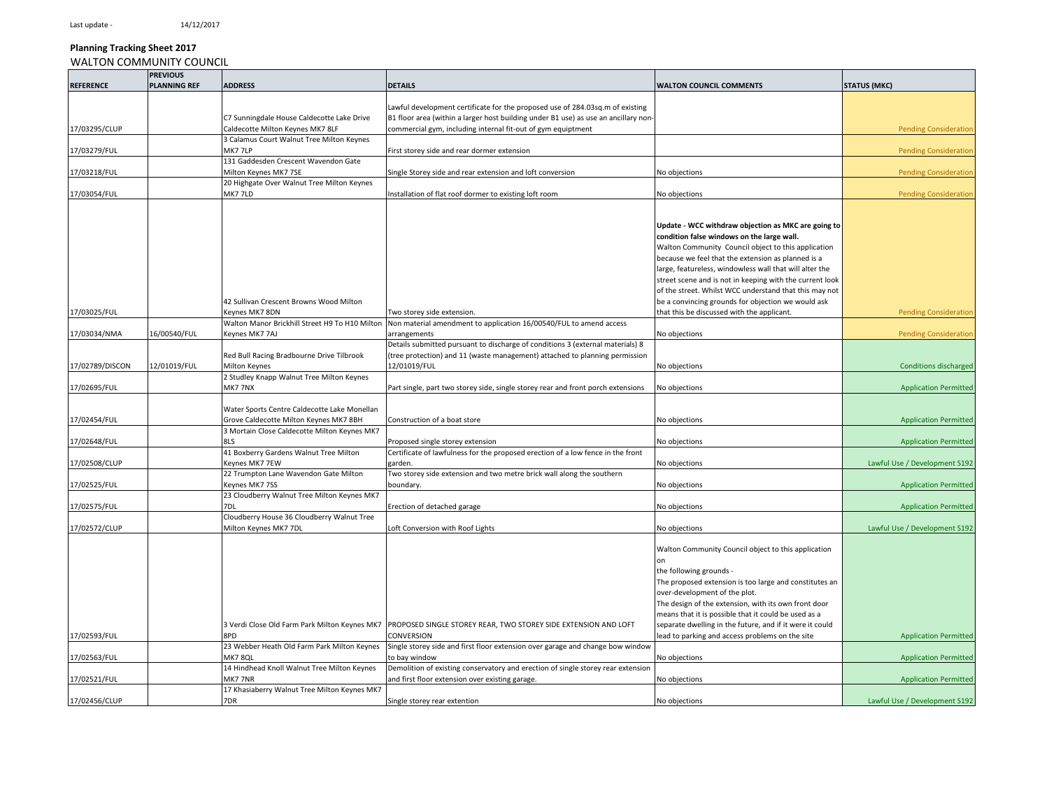Last update - 14/12/2017

**Planning Tracking Sheet 2017**

WALTON COMMUNITY COUNCIL

| REFERENCE | PREVIOUS PLANNING REF | ADDRESS | DETAILS | WALTON COUNCIL COMMENTS | STATUS (MKC) |
|---|---|---|---|---|---|
| 17/03295/CLUP | | C7 Sunningdale House Caldecotte Lake Drive Caldecotte Milton Keynes MK7 8LF | Lawful development certificate for the proposed use of 284.03sq.m of existing B1 floor area (within a larger host building under B1 use) as an ancillary non-commercial gym, including internal fit-out of gym equiptment | | Pending Consideration |
| 17/03279/FUL | | 3 Calamus Court Walnut Tree Milton Keynes MK7 7LP | First storey side and rear dormer extension | | Pending Consideration |
| 17/03218/FUL | | 131 Gaddesden Crescent Wavendon Gate Milton Keynes MK7 7SE | Single Storey side and rear extension and loft conversion | No objections | Pending Consideration |
| 17/03054/FUL | | 20 Highgate Over Walnut Tree Milton Keynes MK7 7LD | Installation of flat roof dormer to existing loft room | No objections | Pending Consideration |
| 17/03025/FUL | | 42 Sullivan Crescent Browns Wood Milton Keynes MK7 8DN | Two storey side extension. | **Update - WCC withdraw objection as MKC are going to condition false windows on the large wall.** Walton Community Council object to this application because we feel that the extension as planned is a large, featureless, windowless wall that will alter the street scene and is not in keeping with the current look of the street. Whilst WCC understand that this may not be a convincing grounds for objection we would ask that this be discussed with the applicant. | Pending Consideration |
| 17/03034/NMA | 16/00540/FUL | Walton Manor Brickhill Street H9 To H10 Milton Keynes MK7 7AJ | Non material amendment to application 16/00540/FUL to amend access arrangements | No objections | Pending Consideration |
| 17/02789/DISCON | 12/01019/FUL | Red Bull Racing Bradbourne Drive Tilbrook Milton Keynes | Details submitted pursuant to discharge of conditions 3 (external materials) 8 (tree protection) and 11 (waste management) attached to planning permission 12/01019/FUL | No objections | Conditions discharged |
| 17/02695/FUL | | 2 Studley Knapp Walnut Tree Milton Keynes MK7 7NX | Part single, part two storey side, single storey rear and front porch extensions | No objections | Application Permitted |
| 17/02454/FUL | | Water Sports Centre Caldecotte Lake Monellan Grove Caldecotte Milton Keynes MK7 8BH | Construction of a boat store | No objections | Application Permitted |
| 17/02648/FUL | | 3 Mortain Close Caldecotte Milton Keynes MK7 8LS | Proposed single storey extension | No objections | Application Permitted |
| 17/02508/CLUP | | 41 Boxberry Gardens Walnut Tree Milton Keynes MK7 7EW | Certificate of lawfulness for the proposed erection of a low fence in the front garden. | No objections | Lawful Use / Development S192 |
| 17/02525/FUL | | 22 Trumpton Lane Wavendon Gate Milton Keynes MK7 7SS | Two storey side extension and two metre brick wall along the southern boundary. | No objections | Application Permitted |
| 17/02575/FUL | | 23 Cloudberry Walnut Tree Milton Keynes MK7 7DL | Erection of detached garage | No objections | Application Permitted |
| 17/02572/CLUP | | Cloudberry House 36 Cloudberry Walnut Tree Milton Keynes MK7 7DL | Loft Conversion with Roof Lights | No objections | Lawful Use / Development S192 |
| 17/02593/FUL | | 3 Verdi Close Old Farm Park Milton Keynes MK7 8PD | PROPOSED SINGLE STOREY REAR, TWO STOREY SIDE EXTENSION AND LOFT CONVERSION | Walton Community Council object to this application on the following grounds - The proposed extension is too large and constitutes an over-development of the plot. The design of the extension, with its own front door means that it is possible that it could be used as a separate dwelling in the future, and if it were it could lead to parking and access problems on the site | Application Permitted |
| 17/02563/FUL | | 23 Webber Heath Old Farm Park Milton Keynes MK7 8QL | Single storey side and first floor extension over garage and change bow window to bay window | No objections | Application Permitted |
| 17/02521/FUL | | 14 Hindhead Knoll Walnut Tree Milton Keynes MK7 7NR | Demolition of existing conservatory and erection of single storey rear extension and first floor extension over existing garage. | No objections | Application Permitted |
| 17/02456/CLUP | | 17 Khasiaberry Walnut Tree Milton Keynes MK7 7DR | Single storey rear extention | No objections | Lawful Use / Development S192 |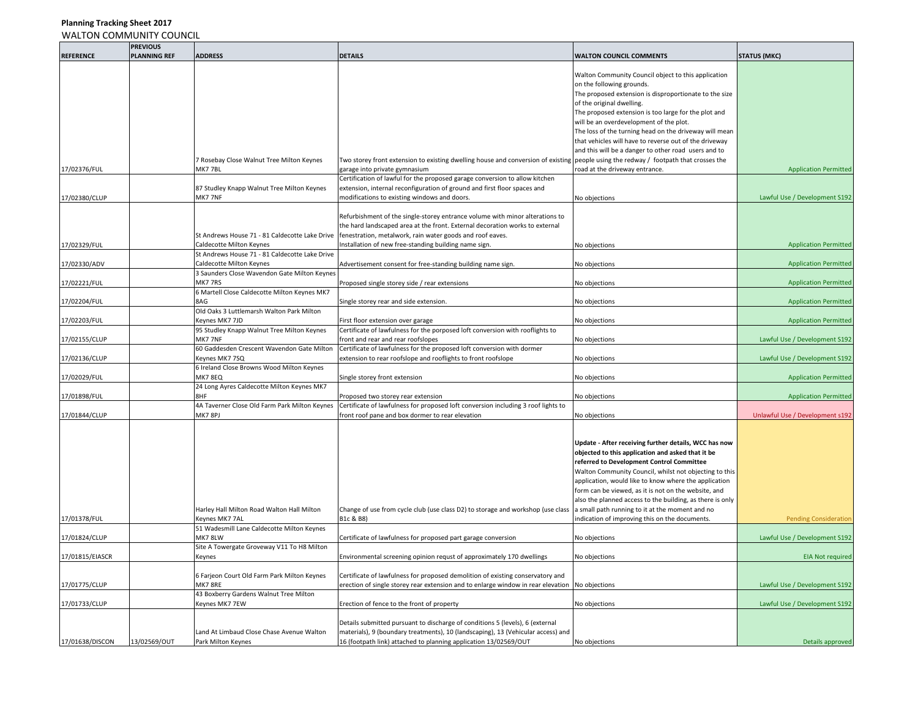**Planning Tracking Sheet 2017**

WALTON COMMUNITY COUNCIL

| REFERENCE | PREVIOUS PLANNING REF | ADDRESS | DETAILS | WALTON COUNCIL COMMENTS | STATUS (MKC) |
|---|---|---|---|---|---|
| 17/02376/FUL | | 7 Rosebay Close Walnut Tree Milton Keynes MK7 7BL | Two storey front extension to existing dwelling house and conversion of existing garage into private gymnasium | Walton Community Council object to this application on the following grounds. The proposed extension is disproportionate to the size of the original dwelling. The proposed extension is too large for the plot and will be an overdevelopment of the plot. The loss of the turning head on the driveway will mean that vehicles will have to reverse out of the driveway and this will be a danger to other road users and to people using the redway / footpath that crosses the road at the driveway entrance. | Application Permitted |
| 17/02380/CLUP | | 87 Studley Knapp Walnut Tree Milton Keynes MK7 7NF | Certification of lawful for the proposed garage conversion to allow kitchen extension, internal reconfiguration of ground and first floor spaces and modifications to existing windows and doors. | No objections | Lawful Use / Development S192 |
| 17/02329/FUL | | St Andrews House 71 - 81 Caldecotte Lake Drive Caldecotte Milton Keynes | Refurbishment of the single-storey entrance volume with minor alterations to the hard landscaped area at the front. External decoration works to external fenestration, metalwork, rain water goods and roof eaves. Installation of new free-standing building name sign. | No objections | Application Permitted |
| 17/02330/ADV | | St Andrews House 71 - 81 Caldecotte Lake Drive Caldecotte Milton Keynes | Advertisement consent for free-standing building name sign. | No objections | Application Permitted |
| 17/02221/FUL | | 3 Saunders Close Wavendon Gate Milton Keynes MK7 7RS | Proposed single storey side / rear extensions | No objections | Application Permitted |
| 17/02204/FUL | | 6 Martell Close Caldecotte Milton Keynes MK7 8AG | Single storey rear and side extension. | No objections | Application Permitted |
| 17/02203/FUL | | Old Oaks 3 Luttlemarsh Walton Park Milton Keynes MK7 7JD | First floor extension over garage | No objections | Application Permitted |
| 17/02155/CLUP | | 95 Studley Knapp Walnut Tree Milton Keynes MK7 7NF | Certificate of lawfulness for the porposed loft conversion with rooflights to front and rear and rear roofslopes | No objections | Lawful Use / Development S192 |
| 17/02136/CLUP | | 60 Gaddesden Crescent Wavendon Gate Milton Keynes MK7 7SQ | Certificate of lawfulness for the proposed loft conversion with dormer extension to rear roofslope and rooflights to front roofslope | No objections | Lawful Use / Development S192 |
| 17/02029/FUL | | 6 Ireland Close Browns Wood Milton Keynes MK7 8EQ | Single storey front extension | No objections | Application Permitted |
| 17/01898/FUL | | 24 Long Ayres Caldecotte Milton Keynes MK7 8HF | Proposed two storey rear extension | No objections | Application Permitted |
| 17/01844/CLUP | | 4A Taverner Close Old Farm Park Milton Keynes MK7 8PJ | Certificate of lawfulness for proposed loft conversion including 3 roof lights to front roof pane and box dormer to rear elevation | No objections | Unlawful Use / Development s192 |
| 17/01378/FUL | | Harley Hall Milton Road Walton Hall Milton Keynes MK7 7AL | Change of use from cycle club (use class D2) to storage and workshop (use class B1c & B8) | **Update - After receiving further details, WCC has now objected to this application and asked that it be referred to Development Control Committee** Walton Community Council, whilst not objecting to this application, would like to know where the application form can be viewed, as it is not on the website, and also the planned access to the building, as there is only a small path running to it at the moment and no indication of improving this on the documents. | Pending Consideration |
| 17/01824/CLUP | | 51 Wadesmill Lane Caldecotte Milton Keynes MK7 8LW | Certificate of lawfulness for proposed part garage conversion | No objections | Lawful Use / Development S192 |
| 17/01815/EIASCR | | Site A Towergate Groveway V11 To H8 Milton Keynes | Environmental screening opinion requst of approximately 170 dwellings | No objections | EIA Not required |
| 17/01775/CLUP | | 6 Farjeon Court Old Farm Park Milton Keynes MK7 8RE | Certificate of lawfulness for proposed demolition of existing conservatory and erection of single storey rear extension and to enlarge window in rear elevation | No objections | Lawful Use / Development S192 |
| 17/01733/CLUP | | 43 Boxberry Gardens Walnut Tree Milton Keynes MK7 7EW | Erection of fence to the front of property | No objections | Lawful Use / Development S192 |
| 17/01638/DISCON | 13/02569/OUT | Land At Limbaud Close Chase Avenue Walton Park Milton Keynes | Details submitted pursuant to discharge of conditions 5 (levels), 6 (external materials), 9 (boundary treatments), 10 (landscaping), 13 (Vehicular access) and 16 (footpath link) attached to planning application 13/02569/OUT | No objections | Details approved |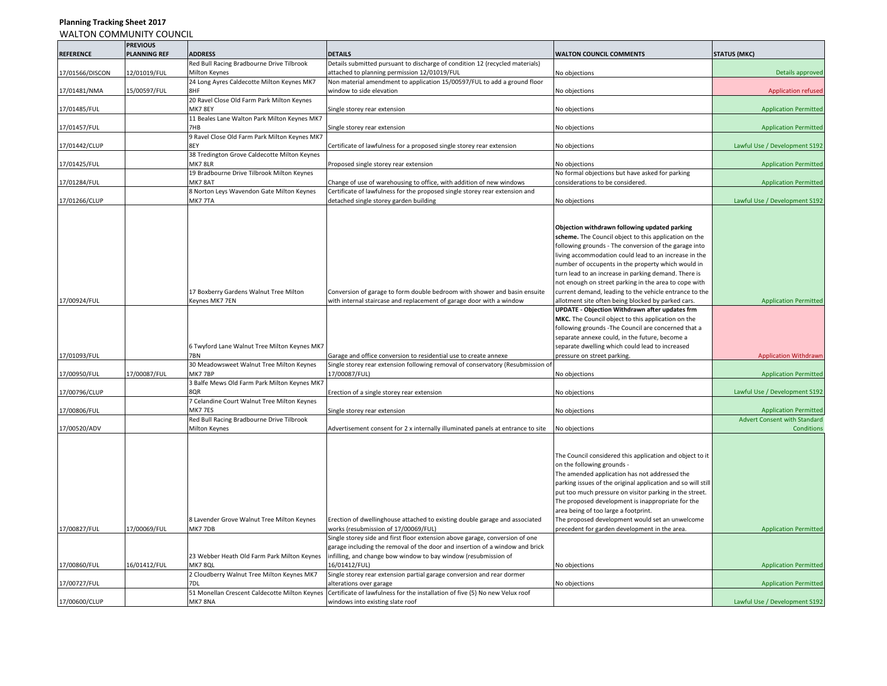**Planning Tracking Sheet 2017**

WALTON COMMUNITY COUNCIL

| REFERENCE | PREVIOUS PLANNING REF | ADDRESS | DETAILS | WALTON COUNCIL COMMENTS | STATUS (MKC) |
|---|---|---|---|---|---|
| 17/01566/DISCON | 12/01019/FUL | Red Bull Racing Bradbourne Drive Tilbrook Milton Keynes | Details submitted pursuant to discharge of condition 12 (recycled materials) attached to planning permission 12/01019/FUL | No objections | Details approved |
| 17/01481/NMA | 15/00597/FUL | 24 Long Ayres Caldecotte Milton Keynes MK7 8HF | Non material amendment to application 15/00597/FUL to add a ground floor window to side elevation | No objections | Application refused |
| 17/01485/FUL | | 20 Ravel Close Old Farm Park Milton Keynes MK7 8EY | Single storey rear extension | No objections | Application Permitted |
| 17/01457/FUL | | 11 Beales Lane Walton Park Milton Keynes MK7 7HB | Single storey rear extension | No objections | Application Permitted |
| 17/01442/CLUP | | 9 Ravel Close Old Farm Park Milton Keynes MK7 8EY | Certificate of lawfulness for a proposed single storey rear extension | No objections | Lawful Use / Development S192 |
| 17/01425/FUL | | 38 Tredington Grove Caldecotte Milton Keynes MK7 8LR | Proposed single storey rear extension | No objections | Application Permitted |
| 17/01284/FUL | | 19 Bradbourne Drive Tilbrook Milton Keynes MK7 8AT | Change of use of warehousing to office, with addition of new windows | No formal objections but have asked for parking considerations to be considered. | Application Permitted |
| 17/01266/CLUP | | 8 Norton Leys Wavendon Gate Milton Keynes MK7 7TA | Certificate of lawfulness for the proposed single storey rear extension and detached single storey garden building | No objections | Lawful Use / Development S192 |
| 17/00924/FUL | | 17 Boxberry Gardens Walnut Tree Milton Keynes MK7 7EN | Conversion of garage to form double bedroom with shower and basin ensuite with internal staircase and replacement of garage door with a window | **Objection withdrawn following updated parking scheme.** The Council object to this application on the following grounds - The conversion of the garage into living accommodation could lead to an increase in the number of occupents in the property which would in turn lead to an increase in parking demand. There is not enough on street parking in the area to cope with current demand, leading to the vehicle entrance to the allotment site often being blocked by parked cars. | Application Permitted |
| 17/01093/FUL | | 6 Twyford Lane Walnut Tree Milton Keynes MK7 7BN | Garage and office conversion to residential use to create annexe | **UPDATE - Objection Withdrawn after updates frm MKC.** The Council object to this application on the following grounds -The Council are concerned that a separate annexe could, in the future, become a separate dwelling which could lead to increased pressure on street parking. | Application Withdrawn |
| 17/00950/FUL | 17/00087/FUL | 30 Meadowsweet Walnut Tree Milton Keynes MK7 7BP | Single storey rear extension following removal of conservatory (Resubmission of 17/00087/FUL) | No objections | Application Permitted |
| 17/00796/CLUP | | 3 Balfe Mews Old Farm Park Milton Keynes MK7 8QR | Erection of a single storey rear extension | No objections | Lawful Use / Development S192 |
| 17/00806/FUL | | 7 Celandine Court Walnut Tree Milton Keynes MK7 7ES | Single storey rear extension | No objections | Application Permitted |
| 17/00520/ADV | | Red Bull Racing Bradbourne Drive Tilbrook Milton Keynes | Advertisement consent for 2 x internally illuminated panels at entrance to site | No objections | Advert Consent with Standard Conditions |
| 17/00827/FUL | 17/00069/FUL | 8 Lavender Grove Walnut Tree Milton Keynes MK7 7DB | Erection of dwellinghouse attached to existing double garage and associated works (resubmission of 17/00069/FUL) | The Council considered this application and object to it on the following grounds - The amended application has not addressed the parking issues of the original application and so will still put too much pressure on visitor parking in the street. The proposed development is inappropriate for the area being of too large a footprint. The proposed development would set an unwelcome precedent for garden development in the area. | Application Permitted |
| 17/00860/FUL | 16/01412/FUL | 23 Webber Heath Old Farm Park Milton Keynes MK7 8QL | Single storey side and first floor extension above garage, conversion of one garage including the removal of the door and insertion of a window and brick infilling, and change bow window to bay window (resubmission of 16/01412/FUL) | No objections | Application Permitted |
| 17/00727/FUL | | 2 Cloudberry Walnut Tree Milton Keynes MK7 7DL | Single storey rear extension partial garage conversion and rear dormer alterations over garage | No objections | Application Permitted |
| 17/00600/CLUP | | 51 Monellan Crescent Caldecotte Milton Keynes MK7 8NA | Certificate of lawfulness for the installation of five (5) No new Velux roof windows into existing slate roof | | Lawful Use / Development S192 |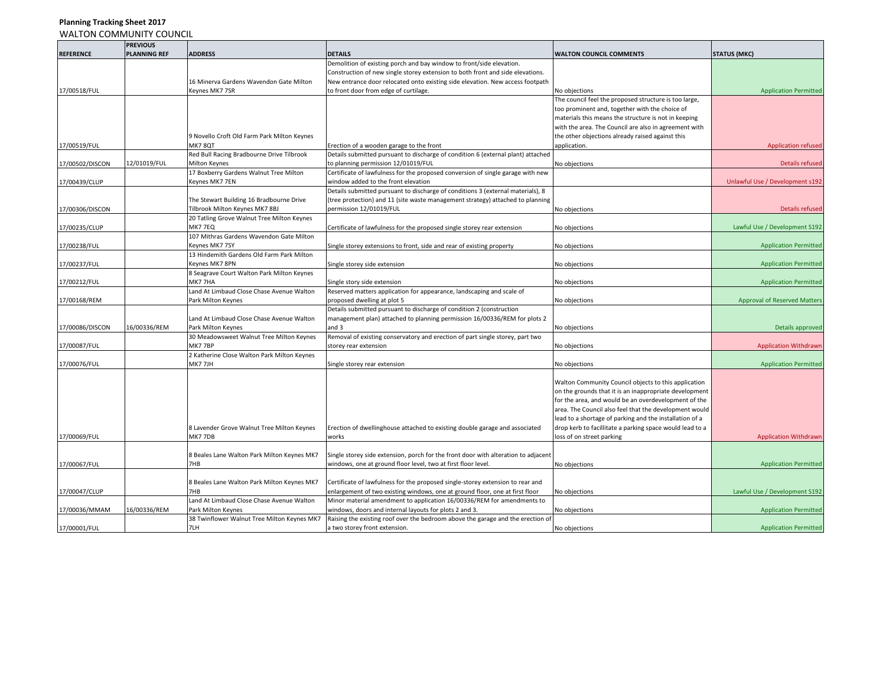**Planning Tracking Sheet 2017**

WALTON COMMUNITY COUNCIL

| REFERENCE | PREVIOUS PLANNING REF | ADDRESS | DETAILS | WALTON COUNCIL COMMENTS | STATUS (MKC) |
|---|---|---|---|---|---|
| 17/00518/FUL | | 16 Minerva Gardens Wavendon Gate Milton Keynes MK7 7SR | Demolition of existing porch and bay window to front/side elevation. Construction of new single storey extension to both front and side elevations. New entrance door relocated onto existing side elevation. New access footpath to front door from edge of curtilage. | No objections | Application Permitted |
| 17/00519/FUL | | 9 Novello Croft Old Farm Park Milton Keynes MK7 8QT | Erection of a wooden garage to the front | The council feel the proposed structure is too large, too prominent and, together with the choice of materials this means the structure is not in keeping with the area. The Council are also in agreement with the other objections already raised against this application. | Application refused |
| 17/00502/DISCON | 12/01019/FUL | Red Bull Racing Bradbourne Drive Tilbrook Milton Keynes | Details submitted pursuant to discharge of condition 6 (external plant) attached to planning permission 12/01019/FUL | No objections | Details refused |
| 17/00439/CLUP | | 17 Boxberry Gardens Walnut Tree Milton Keynes MK7 7EN | Certificate of lawfulness for the proposed conversion of single garage with new window added to the front elevation | | Unlawful Use / Development s192 |
| 17/00306/DISCON | | The Stewart Building 16 Bradbourne Drive Tilbrook Milton Keynes MK7 8BJ | Details submitted pursuant to discharge of conditions 3 (external materials), 8 (tree protection) and 11 (site waste management strategy) attached to planning permission 12/01019/FUL | No objections | Details refused |
| 17/00235/CLUP | | 20 Tatling Grove Walnut Tree Milton Keynes MK7 7EQ | Certificate of lawfulness for the proposed single storey rear extension | No objections | Lawful Use / Development S192 |
| 17/00238/FUL | | 107 Mithras Gardens Wavendon Gate Milton Keynes MK7 7SY | Single storey extensions to front, side and rear of existing property | No objections | Application Permitted |
| 17/00237/FUL | | 13 Hindemith Gardens Old Farm Park Milton Keynes MK7 8PN | Single storey side extension | No objections | Application Permitted |
| 17/00212/FUL | | 8 Seagrave Court Walton Park Milton Keynes MK7 7HA | Single story side extension | No objections | Application Permitted |
| 17/00168/REM | | Land At Limbaud Close Chase Avenue Walton Park Milton Keynes | Reserved matters application for appearance, landscaping and scale of proposed dwelling at plot 5 | No objections | Approval of Reserved Matters |
| 17/00086/DISCON | 16/00336/REM | Land At Limbaud Close Chase Avenue Walton Park Milton Keynes | Details submitted pursuant to discharge of condition 2 (construction management plan) attached to planning permission 16/00336/REM for plots 2 and 3 | No objections | Details approved |
| 17/00087/FUL | | 30 Meadowsweet Walnut Tree Milton Keynes MK7 7BP | Removal of existing conservatory and erection of part single storey, part two storey rear extension | No objections | Application Withdrawn |
| 17/00076/FUL | | 2 Katherine Close Walton Park Milton Keynes MK7 7JH | Single storey rear extension | No objections | Application Permitted |
| 17/00069/FUL | | 8 Lavender Grove Walnut Tree Milton Keynes MK7 7DB | Erection of dwellinghouse attached to existing double garage and associated works | Walton Community Council objects to this application on the grounds that it is an inappropriate development for the area, and would be an overdevelopment of the area. The Council also feel that the development would lead to a shortage of parking and the installation of a drop kerb to facillitate a parking space would lead to a loss of on street parking | Application Withdrawn |
| 17/00067/FUL | | 8 Beales Lane Walton Park Milton Keynes MK7 7HB | Single storey side extension, porch for the front door with alteration to adjacent windows, one at ground floor level, two at first floor level. | No objections | Application Permitted |
| 17/00047/CLUP | | 8 Beales Lane Walton Park Milton Keynes MK7 7HB | Certificate of lawfulness for the proposed single-storey extension to rear and enlargement of two existing windows, one at ground floor, one at first floor | No objections | Lawful Use / Development S192 |
| 17/00036/MMAM | 16/00336/REM | Land At Limbaud Close Chase Avenue Walton Park Milton Keynes | Minor material amendment to application 16/00336/REM for amendments to windows, doors and internal layouts for plots 2 and 3. | No objections | Application Permitted |
| 17/00001/FUL | | 38 Twinflower Walnut Tree Milton Keynes MK7 7LH | Raising the existing roof over the bedroom above the garage and the erection of a two storey front extension. | No objections | Application Permitted |